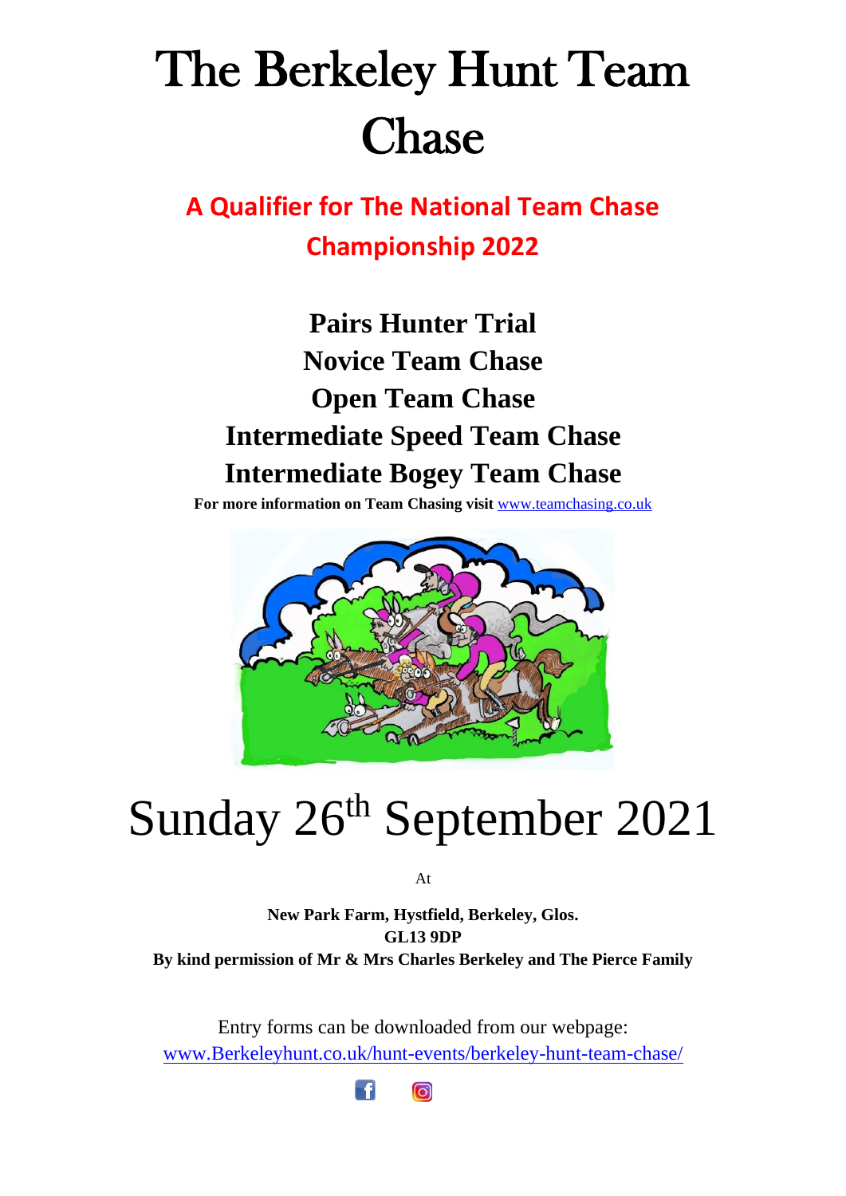# The Berkeley Hunt Team Chase

## A Qualifier for The National Team Chase Championship 2022

**Pairs Hunter Trial**
**Novice Team Chase**
**Open Team Chase**
**Intermediate Speed Team Chase**
**Intermediate Bogey Team Chase**

**For more information on Team Chasing visit** www.teamchasing.co.uk

# Sunday 26th September 2021

At

**New Park Farm, Hystfield, Berkeley, Glos.**
**GL13 9DP**
**By kind permission of Mr & Mrs Charles Berkeley and The Pierce Family**

Entry forms can be downloaded from our webpage:
www.Berkeleyhunt.co.uk/hunt-events/berkeley-hunt-team-chase/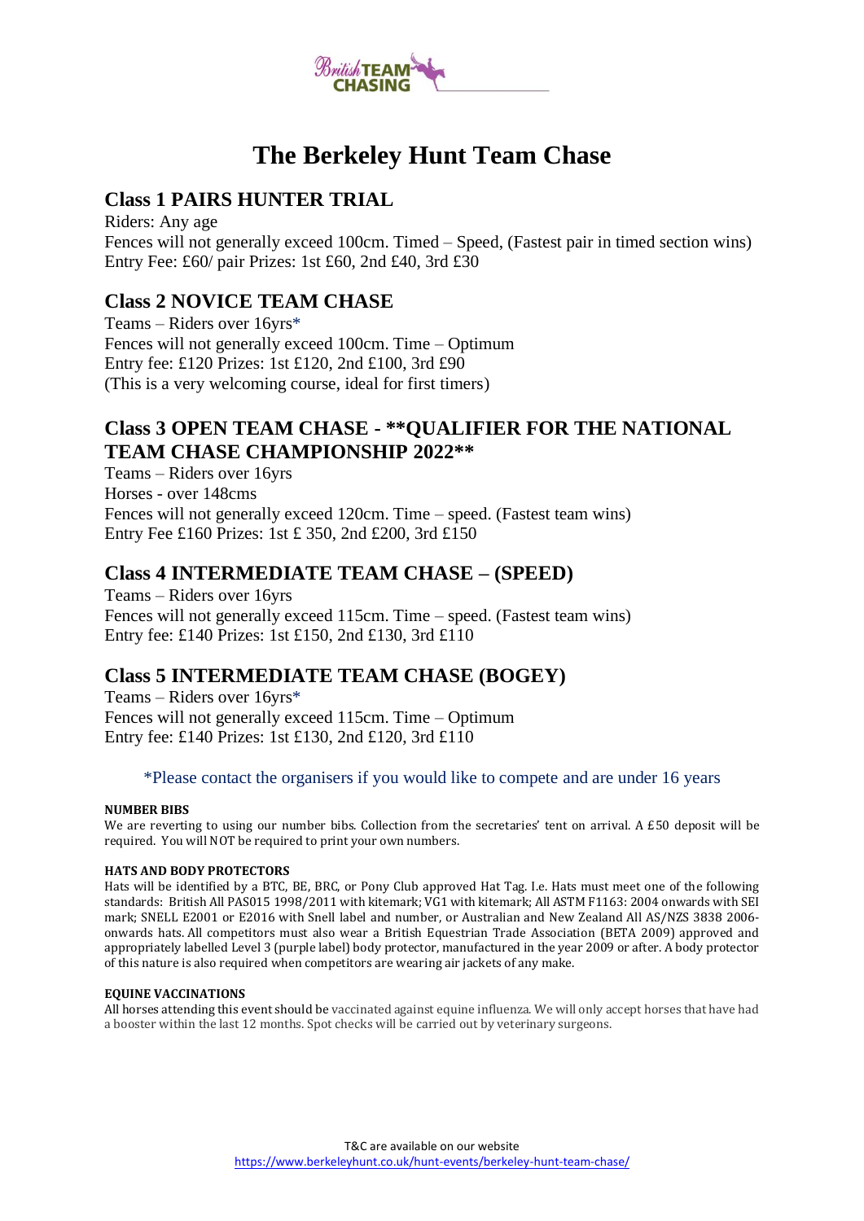# The Berkeley Hunt Team Chase

## Class 1 PAIRS HUNTER TRIAL

Riders: Any age
Fences will not generally exceed 100cm. Timed – Speed, (Fastest pair in timed section wins)
Entry Fee: £60/ pair Prizes: 1st £60, 2nd £40, 3rd £30

## Class 2 NOVICE TEAM CHASE

Teams – Riders over 16yrs*
Fences will not generally exceed 100cm. Time – Optimum
Entry fee: £120 Prizes: 1st £120, 2nd £100, 3rd £90
(This is a very welcoming course, ideal for first timers)

## Class 3 OPEN TEAM CHASE - **QUALIFIER FOR THE NATIONAL TEAM CHASE CHAMPIONSHIP 2022**

Teams – Riders over 16yrs
Horses - over 148cms
Fences will not generally exceed 120cm. Time – speed. (Fastest team wins)
Entry Fee £160 Prizes: 1st £ 350, 2nd £200, 3rd £150

## Class 4 INTERMEDIATE TEAM CHASE – (SPEED)

Teams – Riders over 16yrs
Fences will not generally exceed 115cm. Time – speed. (Fastest team wins)
Entry fee: £140 Prizes: 1st £150, 2nd £130, 3rd £110

## Class 5 INTERMEDIATE TEAM CHASE (BOGEY)

Teams – Riders over 16yrs*
Fences will not generally exceed 115cm. Time – Optimum
Entry fee: £140 Prizes: 1st £130, 2nd £120, 3rd £110

*Please contact the organisers if you would like to compete and are under 16 years

**NUMBER BIBS**

We are reverting to using our number bibs. Collection from the secretaries' tent on arrival. A £50 deposit will be required. You will NOT be required to print your own numbers.

**HATS AND BODY PROTECTORS**

Hats will be identified by a BTC, BE, BRC, or Pony Club approved Hat Tag. I.e. Hats must meet one of the following standards: British All PAS015 1998/2011 with kitemark; VG1 with kitemark; All ASTM F1163: 2004 onwards with SEI mark; SNELL E2001 or E2016 with Snell label and number, or Australian and New Zealand All AS/NZS 3838 2006-onwards hats. All competitors must also wear a British Equestrian Trade Association (BETA 2009) approved and appropriately labelled Level 3 (purple label) body protector, manufactured in the year 2009 or after. A body protector of this nature is also required when competitors are wearing air jackets of any make.

**EQUINE VACCINATIONS**

All horses attending this event should be vaccinated against equine influenza. We will only accept horses that have had a booster within the last 12 months. Spot checks will be carried out by veterinary surgeons.

T&C are available on our website
https://www.berkeleyhunt.co.uk/hunt-events/berkeley-hunt-team-chase/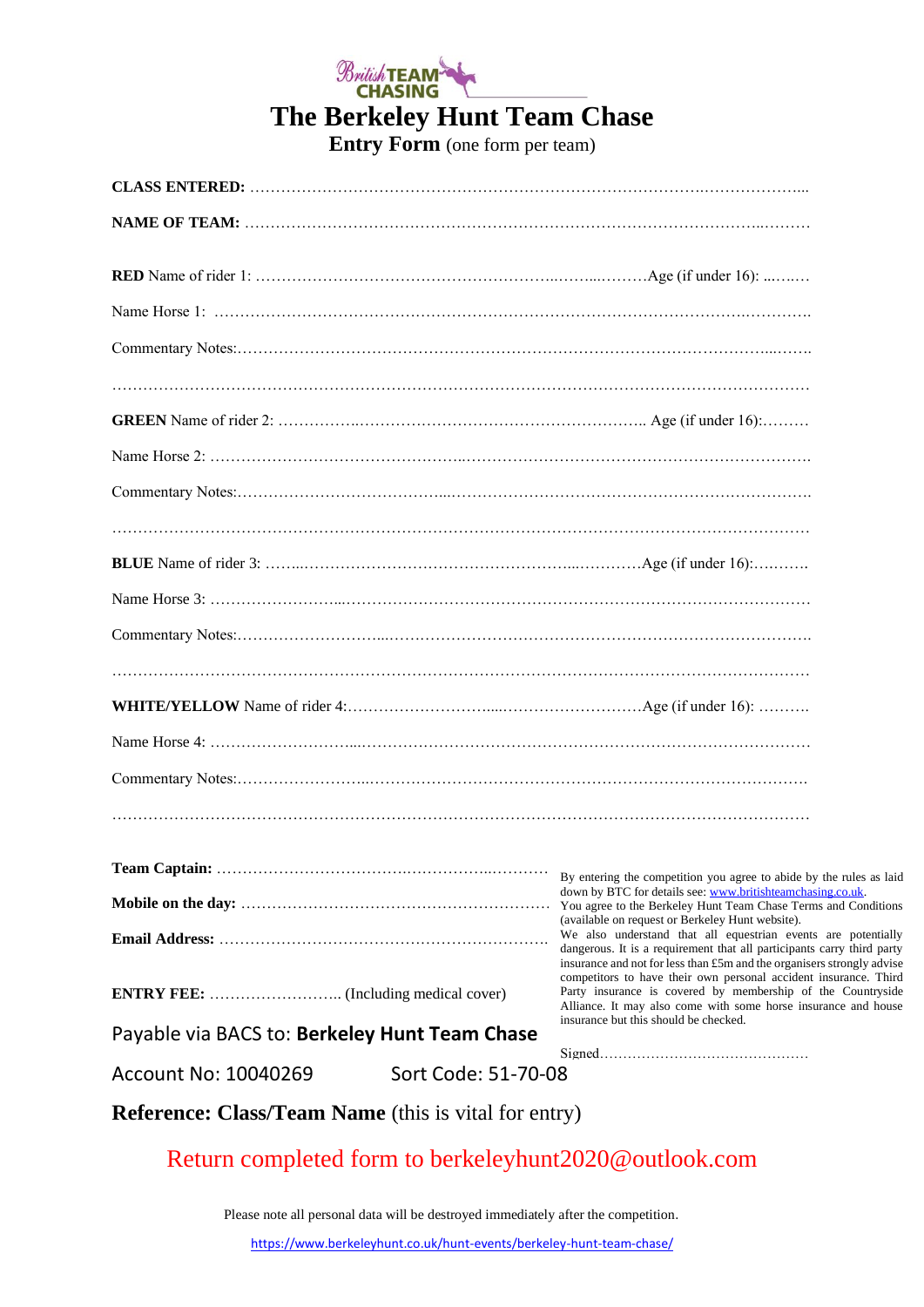British TEAM CHASING

# The Berkeley Hunt Team Chase

## Entry Form (one form per team)

**CLASS ENTERED:** ……………………………………………………………………………………………………...

**NAME OF TEAM:** ……………………………………………………………………………………………………

**RED** Name of rider 1: ………………………………………………………………………Age (if under 16): ………

Name Horse 1: ……………………………………………………………………………………………………

Commentary Notes:……………………………………………………………………………………………….

…………………………………………………………………………………………………………………………

**GREEN** Name of rider 2: ………………………………………………………………… Age (if under 16):………

Name Horse 2: ……………………………………………………………………………………………………

Commentary Notes:……………………………………………………………………………………………….

…………………………………………………………………………………………………………………………

**BLUE** Name of rider 3: …………………………………………………………………Age (if under 16):………

Name Horse 3: ……………………………………………………………………………………………………

Commentary Notes:……………………………………………………………………………………………….

…………………………………………………………………………………………………………………………

**WHITE/YELLOW** Name of rider 4:………………………………………………………Age (if under 16): ………

Name Horse 4: ……………………………………………………………………………………………………

Commentary Notes:……………………………………………………………………………………………….

…………………………………………………………………………………………………………………………

**Team Captain:** ……………………………………………………………

**Mobile on the day:** ……………………………………………………………

**Email Address:** ……………………………………………………………

**ENTRY FEE:** …………………….. (Including medical cover)

By entering the competition you agree to abide by the rules as laid down by BTC for details see: www.britishteamchasing.co.uk. You agree to the Berkeley Hunt Team Chase Terms and Conditions (available on request or Berkeley Hunt website). We also understand that all equestrian events are potentially dangerous. It is a requirement that all participants carry third party insurance and not for less than £5m and the organisers strongly advise competitors to have their own personal accident insurance. Third Party insurance is covered by membership of the Countryside Alliance. It may also come with some horse insurance and house insurance but this should be checked.

Signed………………………………………

Payable via BACS to: **Berkeley Hunt Team Chase**

Account No: 10040269 Sort Code: 51-70-08

**Reference: Class/Team Name** (this is vital for entry)

Return completed form to berkeleyhunt2020@outlook.com

Please note all personal data will be destroyed immediately after the competition.

https://www.berkeleyhunt.co.uk/hunt-events/berkeley-hunt-team-chase/